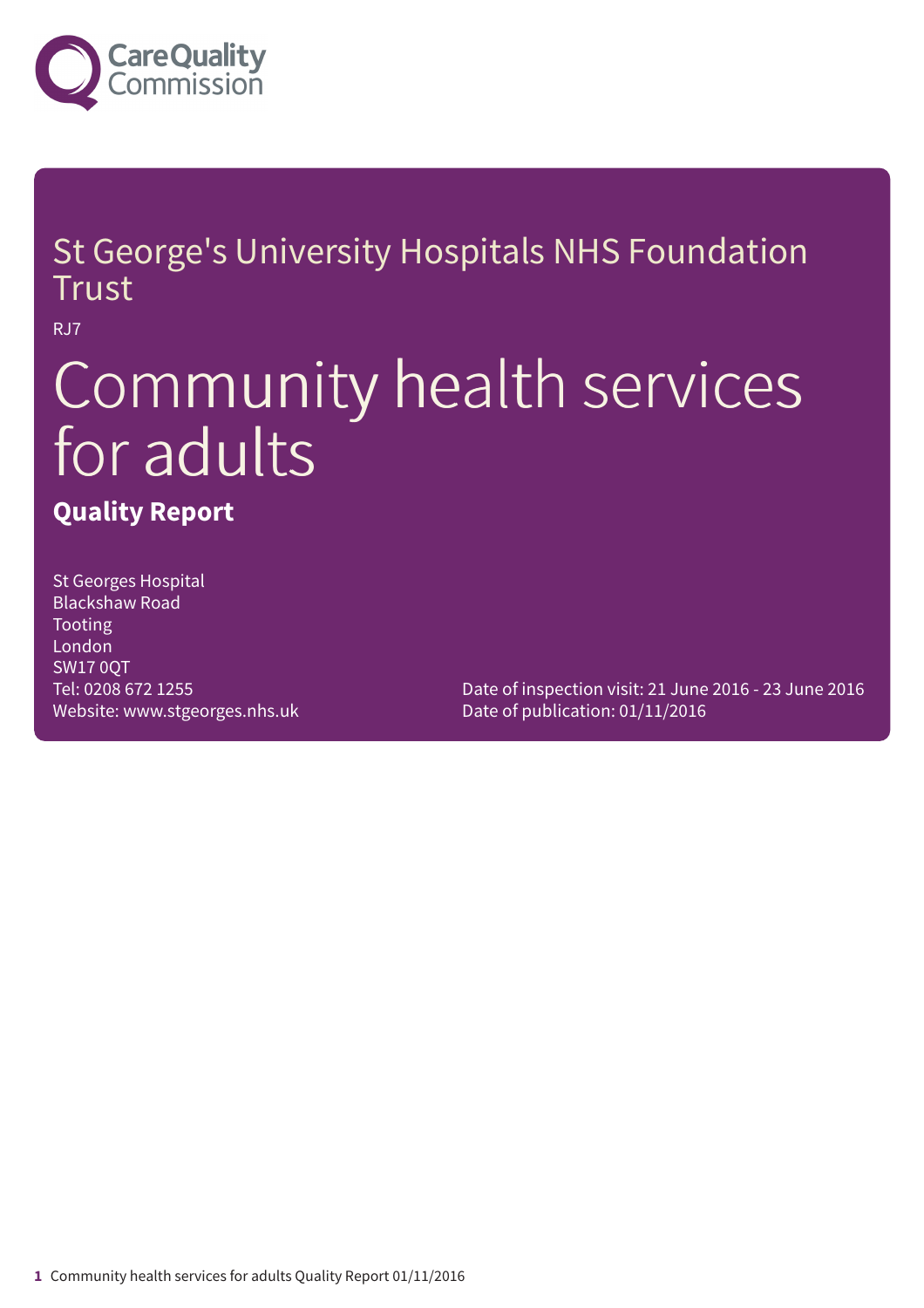Care Quality Commission

# St George's University Hospitals NHS Foundation Trust

RJ7

# Community health services for adults

## Quality Report

St Georges Hospital
Blackshaw Road
Tooting
London
SW17 0QT
Tel: 0208 672 1255
Website: www.stgeorges.nhs.uk

Date of inspection visit: 21 June 2016 - 23 June 2016
Date of publication: 01/11/2016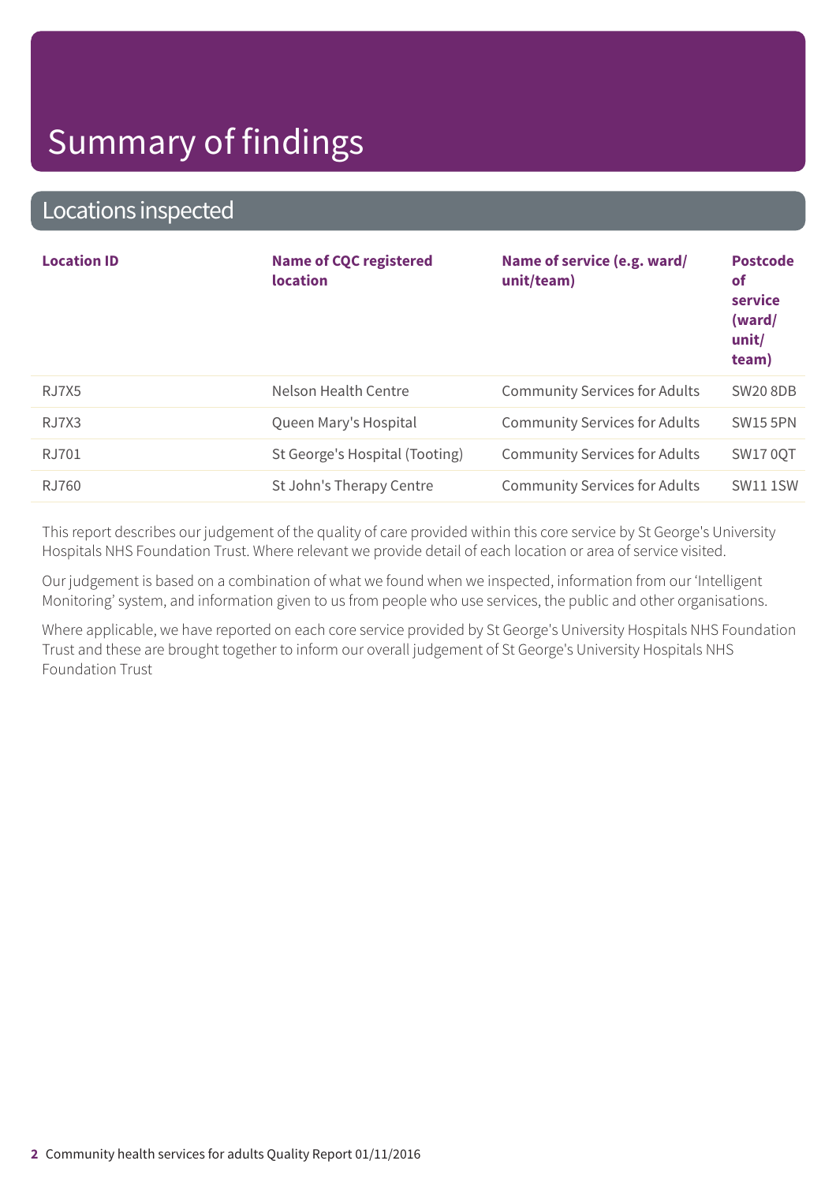# Summary of findings

## Locations inspected

| Location ID | Name of CQC registered location | Name of service (e.g. ward/ unit/team) | Postcode of service (ward/ unit/ team) |
|---|---|---|---|
| RJ7X5 | Nelson Health Centre | Community Services for Adults | SW20 8DB |
| RJ7X3 | Queen Mary's Hospital | Community Services for Adults | SW15 5PN |
| RJ701 | St George's Hospital (Tooting) | Community Services for Adults | SW17 0QT |
| RJ760 | St John's Therapy Centre | Community Services for Adults | SW11 1SW |

This report describes our judgement of the quality of care provided within this core service by St George's University Hospitals NHS Foundation Trust. Where relevant we provide detail of each location or area of service visited.

Our judgement is based on a combination of what we found when we inspected, information from our 'Intelligent Monitoring' system, and information given to us from people who use services, the public and other organisations.

Where applicable, we have reported on each core service provided by St George's University Hospitals NHS Foundation Trust and these are brought together to inform our overall judgement of St George's University Hospitals NHS Foundation Trust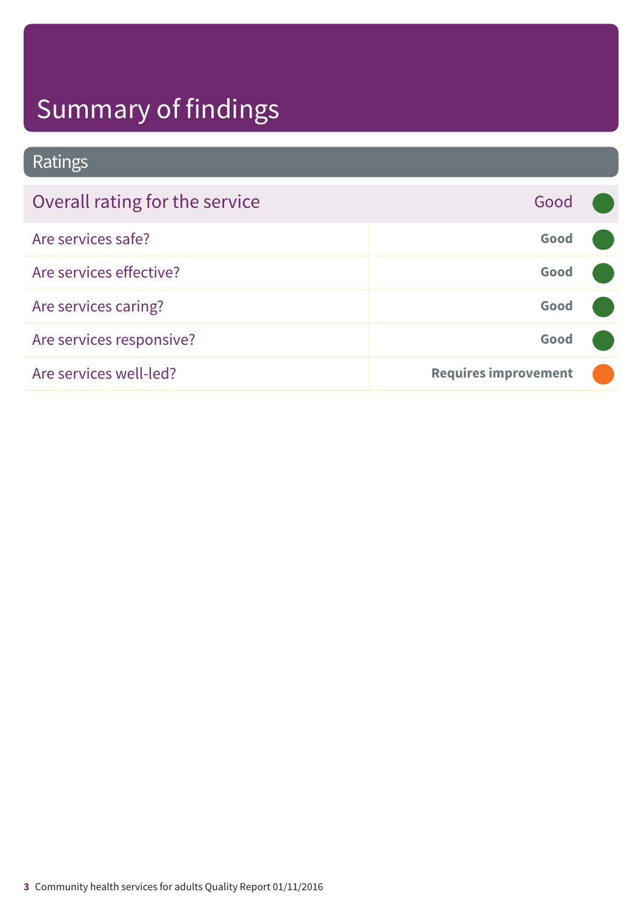# Summary of findings

## Ratings

| Overall rating for the service | Good |
| --- | --- |
| Are services safe? | **Good** |
| Are services effective? | **Good** |
| Are services caring? | **Good** |
| Are services responsive? | **Good** |
| Are services well-led? | **Requires improvement** |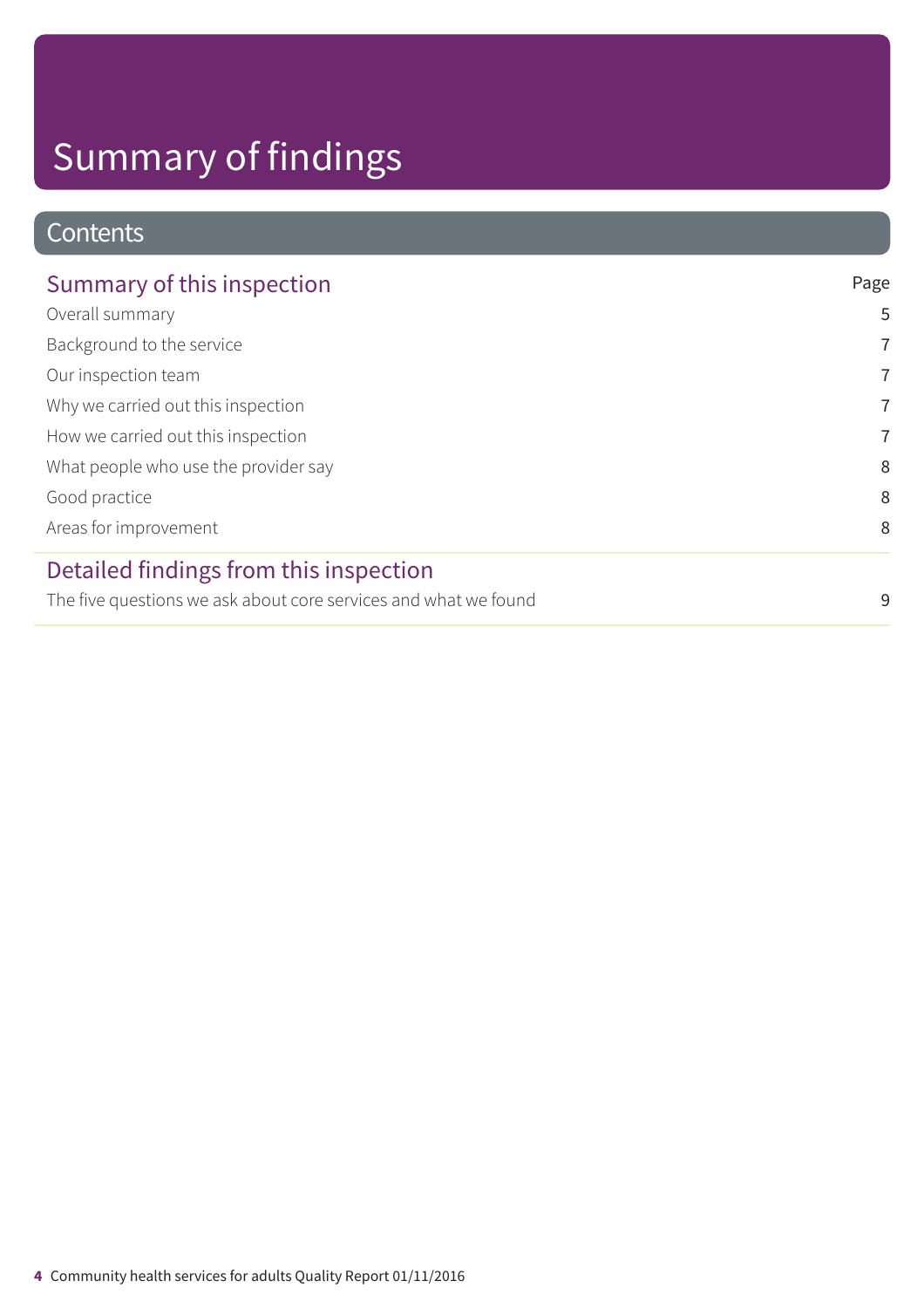# Summary of findings

## Contents

### Summary of this inspection

| | Page |
|---|---|
| Overall summary | 5 |
| Background to the service | 7 |
| Our inspection team | 7 |
| Why we carried out this inspection | 7 |
| How we carried out this inspection | 7 |
| What people who use the provider say | 8 |
| Good practice | 8 |
| Areas for improvement | 8 |

### Detailed findings from this inspection

| | |
|---|---|
| The five questions we ask about core services and what we found | 9 |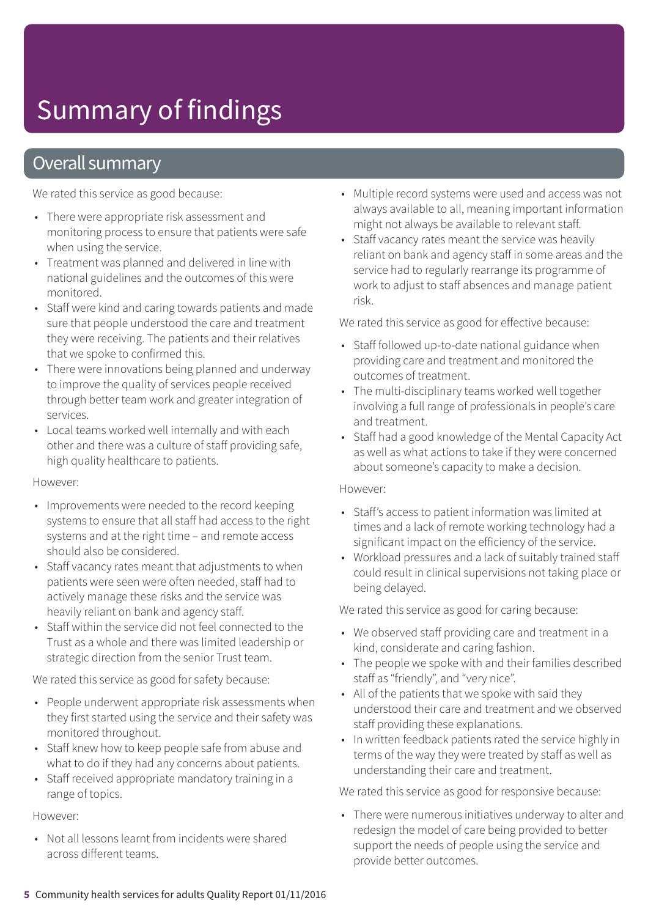# Summary of findings

## Overall summary

We rated this service as good because:

- There were appropriate risk assessment and monitoring process to ensure that patients were safe when using the service.
- Treatment was planned and delivered in line with national guidelines and the outcomes of this were monitored.
- Staff were kind and caring towards patients and made sure that people understood the care and treatment they were receiving. The patients and their relatives that we spoke to confirmed this.
- There were innovations being planned and underway to improve the quality of services people received through better team work and greater integration of services.
- Local teams worked well internally and with each other and there was a culture of staff providing safe, high quality healthcare to patients.

However:

- Improvements were needed to the record keeping systems to ensure that all staff had access to the right systems and at the right time – and remote access should also be considered.
- Staff vacancy rates meant that adjustments to when patients were seen were often needed, staff had to actively manage these risks and the service was heavily reliant on bank and agency staff.
- Staff within the service did not feel connected to the Trust as a whole and there was limited leadership or strategic direction from the senior Trust team.

We rated this service as good for safety because:

- People underwent appropriate risk assessments when they first started using the service and their safety was monitored throughout.
- Staff knew how to keep people safe from abuse and what to do if they had any concerns about patients.
- Staff received appropriate mandatory training in a range of topics.

However:

- Not all lessons learnt from incidents were shared across different teams.
- Multiple record systems were used and access was not always available to all, meaning important information might not always be available to relevant staff.
- Staff vacancy rates meant the service was heavily reliant on bank and agency staff in some areas and the service had to regularly rearrange its programme of work to adjust to staff absences and manage patient risk.

We rated this service as good for effective because:

- Staff followed up-to-date national guidance when providing care and treatment and monitored the outcomes of treatment.
- The multi-disciplinary teams worked well together involving a full range of professionals in people's care and treatment.
- Staff had a good knowledge of the Mental Capacity Act as well as what actions to take if they were concerned about someone's capacity to make a decision.

However:

- Staff's access to patient information was limited at times and a lack of remote working technology had a significant impact on the efficiency of the service.
- Workload pressures and a lack of suitably trained staff could result in clinical supervisions not taking place or being delayed.

We rated this service as good for caring because:

- We observed staff providing care and treatment in a kind, considerate and caring fashion.
- The people we spoke with and their families described staff as "friendly", and "very nice".
- All of the patients that we spoke with said they understood their care and treatment and we observed staff providing these explanations.
- In written feedback patients rated the service highly in terms of the way they were treated by staff as well as understanding their care and treatment.

We rated this service as good for responsive because:

- There were numerous initiatives underway to alter and redesign the model of care being provided to better support the needs of people using the service and provide better outcomes.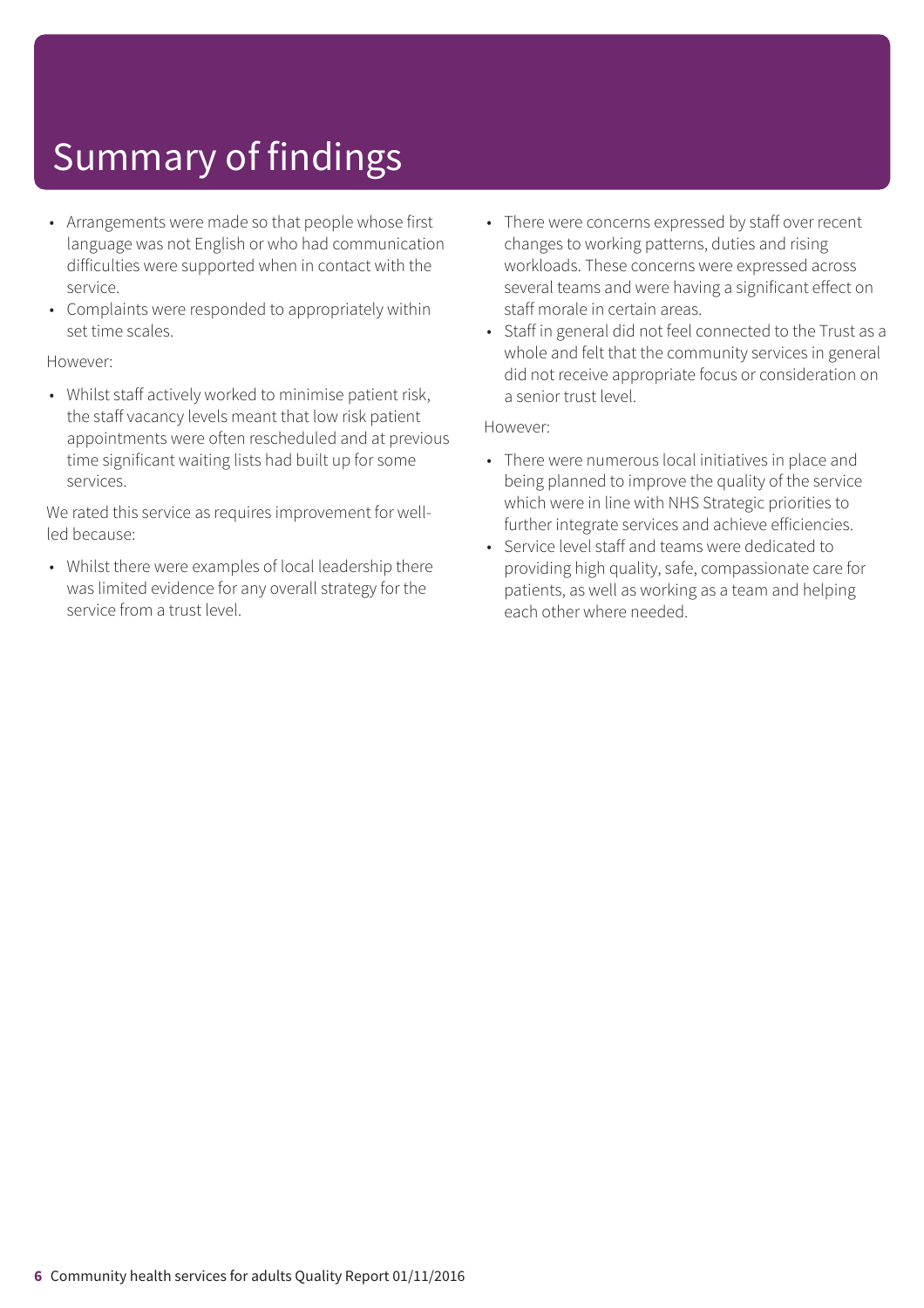# Summary of findings

- Arrangements were made so that people whose first language was not English or who had communication difficulties were supported when in contact with the service.
- Complaints were responded to appropriately within set time scales.

However:

- Whilst staff actively worked to minimise patient risk, the staff vacancy levels meant that low risk patient appointments were often rescheduled and at previous time significant waiting lists had built up for some services.

We rated this service as requires improvement for well-led because:

- Whilst there were examples of local leadership there was limited evidence for any overall strategy for the service from a trust level.
- There were concerns expressed by staff over recent changes to working patterns, duties and rising workloads. These concerns were expressed across several teams and were having a significant effect on staff morale in certain areas.
- Staff in general did not feel connected to the Trust as a whole and felt that the community services in general did not receive appropriate focus or consideration on a senior trust level.

However:

- There were numerous local initiatives in place and being planned to improve the quality of the service which were in line with NHS Strategic priorities to further integrate services and achieve efficiencies.
- Service level staff and teams were dedicated to providing high quality, safe, compassionate care for patients, as well as working as a team and helping each other where needed.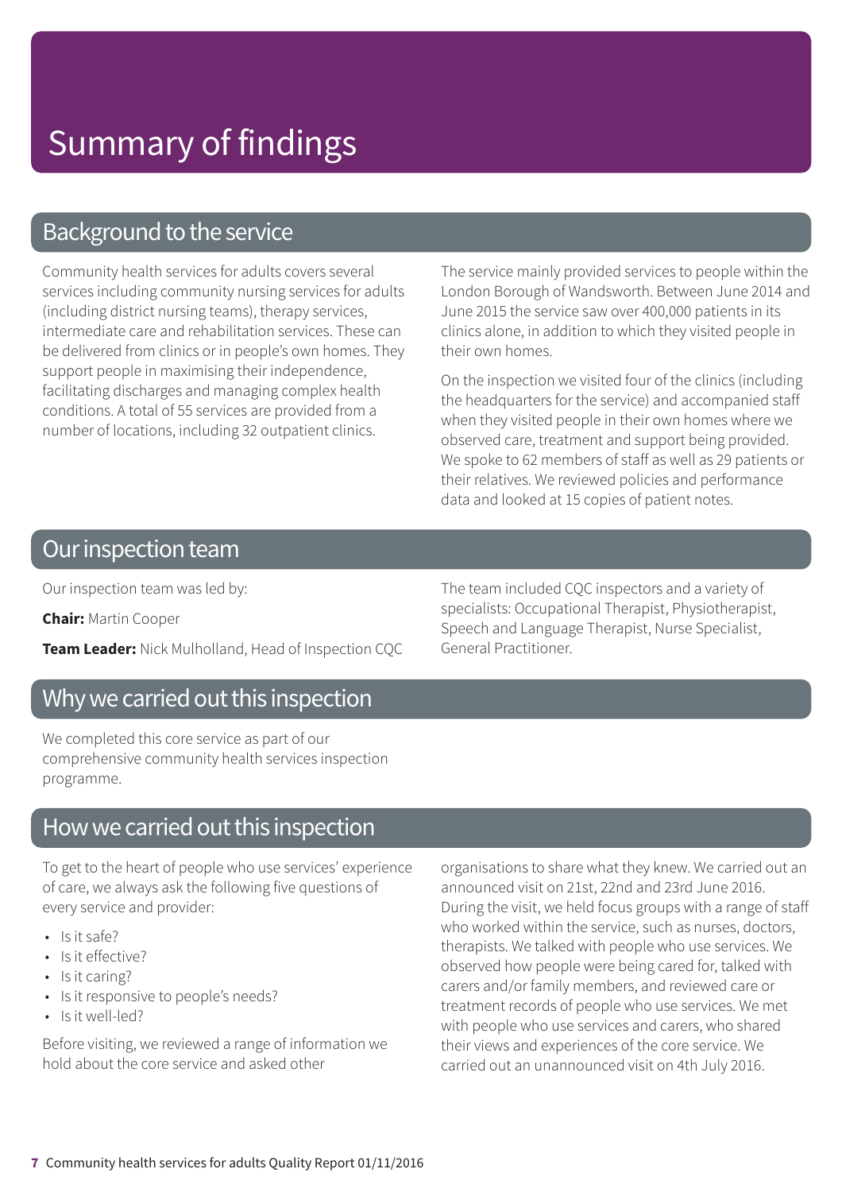# Summary of findings

## Background to the service

Community health services for adults covers several services including community nursing services for adults (including district nursing teams), therapy services, intermediate care and rehabilitation services. These can be delivered from clinics or in people's own homes. They support people in maximising their independence, facilitating discharges and managing complex health conditions. A total of 55 services are provided from a number of locations, including 32 outpatient clinics.

The service mainly provided services to people within the London Borough of Wandsworth. Between June 2014 and June 2015 the service saw over 400,000 patients in its clinics alone, in addition to which they visited people in their own homes.

On the inspection we visited four of the clinics (including the headquarters for the service) and accompanied staff when they visited people in their own homes where we observed care, treatment and support being provided. We spoke to 62 members of staff as well as 29 patients or their relatives. We reviewed policies and performance data and looked at 15 copies of patient notes.

## Our inspection team

Our inspection team was led by:

**Chair:** Martin Cooper

**Team Leader:** Nick Mulholland, Head of Inspection CQC

The team included CQC inspectors and a variety of specialists: Occupational Therapist, Physiotherapist, Speech and Language Therapist, Nurse Specialist, General Practitioner.

## Why we carried out this inspection

We completed this core service as part of our comprehensive community health services inspection programme.

## How we carried out this inspection

To get to the heart of people who use services' experience of care, we always ask the following five questions of every service and provider:

- Is it safe?
- Is it effective?
- Is it caring?
- Is it responsive to people's needs?
- Is it well-led?

Before visiting, we reviewed a range of information we hold about the core service and asked other organisations to share what they knew. We carried out an announced visit on 21st, 22nd and 23rd June 2016. During the visit, we held focus groups with a range of staff who worked within the service, such as nurses, doctors, therapists. We talked with people who use services. We observed how people were being cared for, talked with carers and/or family members, and reviewed care or treatment records of people who use services. We met with people who use services and carers, who shared their views and experiences of the core service. We carried out an unannounced visit on 4th July 2016.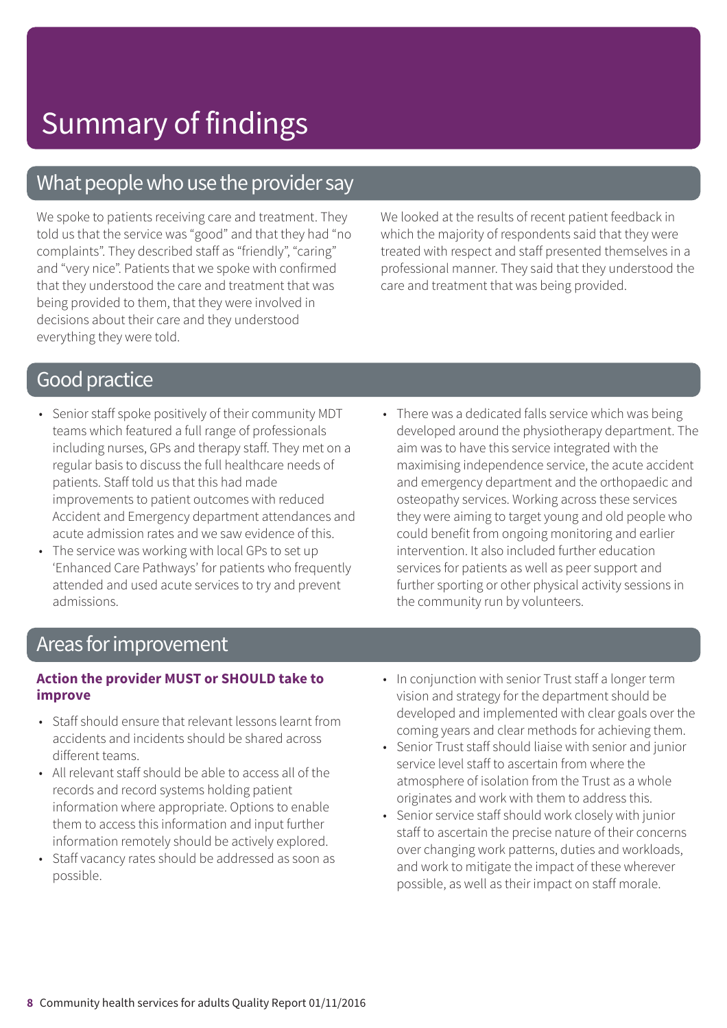# Summary of findings

## What people who use the provider say

We spoke to patients receiving care and treatment. They told us that the service was "good" and that they had "no complaints". They described staff as "friendly", "caring" and "very nice". Patients that we spoke with confirmed that they understood the care and treatment that was being provided to them, that they were involved in decisions about their care and they understood everything they were told.

We looked at the results of recent patient feedback in which the majority of respondents said that they were treated with respect and staff presented themselves in a professional manner. They said that they understood the care and treatment that was being provided.

## Good practice

- Senior staff spoke positively of their community MDT teams which featured a full range of professionals including nurses, GPs and therapy staff. They met on a regular basis to discuss the full healthcare needs of patients. Staff told us that this had made improvements to patient outcomes with reduced Accident and Emergency department attendances and acute admission rates and we saw evidence of this.
- The service was working with local GPs to set up 'Enhanced Care Pathways' for patients who frequently attended and used acute services to try and prevent admissions.
- There was a dedicated falls service which was being developed around the physiotherapy department. The aim was to have this service integrated with the maximising independence service, the acute accident and emergency department and the orthopaedic and osteopathy services. Working across these services they were aiming to target young and old people who could benefit from ongoing monitoring and earlier intervention. It also included further education services for patients as well as peer support and further sporting or other physical activity sessions in the community run by volunteers.

## Areas for improvement

**Action the provider MUST or SHOULD take to improve**

- Staff should ensure that relevant lessons learnt from accidents and incidents should be shared across different teams.
- All relevant staff should be able to access all of the records and record systems holding patient information where appropriate. Options to enable them to access this information and input further information remotely should be actively explored.
- Staff vacancy rates should be addressed as soon as possible.
- In conjunction with senior Trust staff a longer term vision and strategy for the department should be developed and implemented with clear goals over the coming years and clear methods for achieving them.
- Senior Trust staff should liaise with senior and junior service level staff to ascertain from where the atmosphere of isolation from the Trust as a whole originates and work with them to address this.
- Senior service staff should work closely with junior staff to ascertain the precise nature of their concerns over changing work patterns, duties and workloads, and work to mitigate the impact of these wherever possible, as well as their impact on staff morale.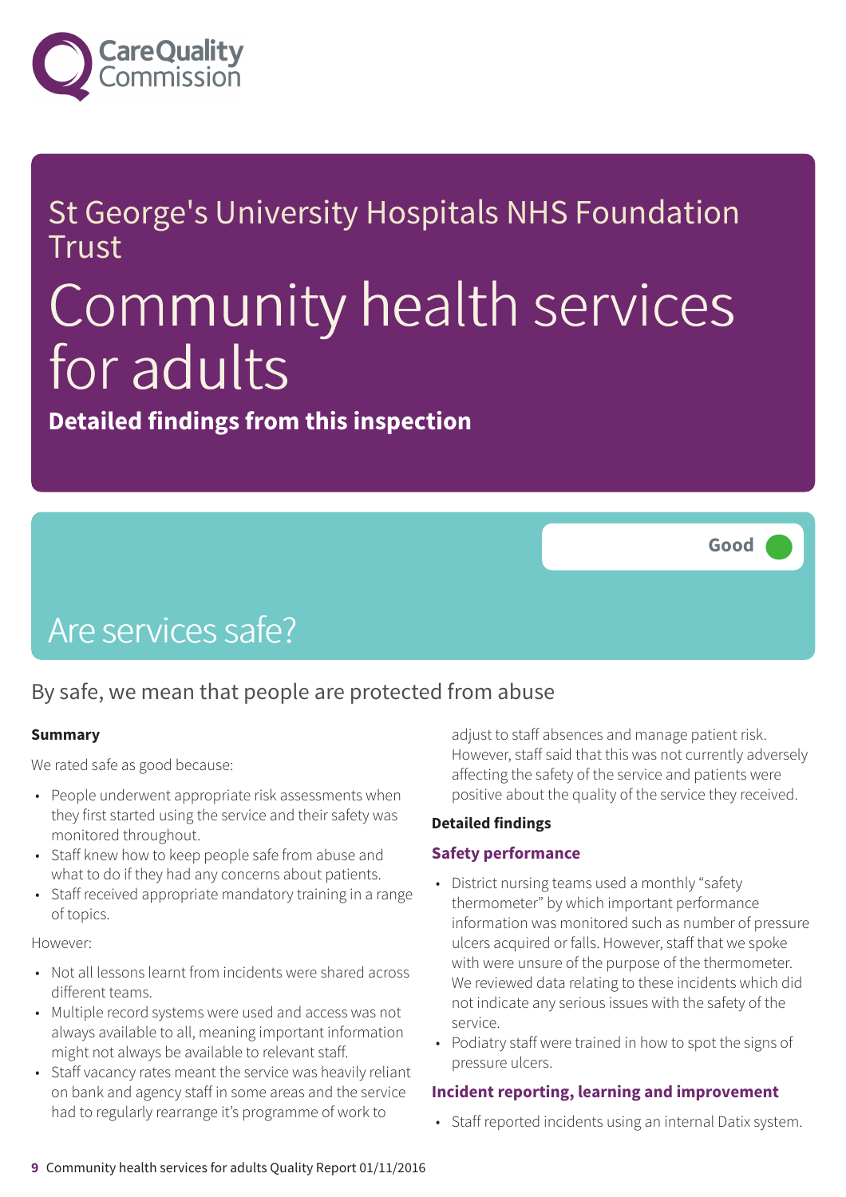# St George's University Hospitals NHS Foundation Trust

# Community health services for adults

**Detailed findings from this inspection**

Good

## Are services safe?

By safe, we mean that people are protected from abuse

**Summary**

We rated safe as good because:

- People underwent appropriate risk assessments when they first started using the service and their safety was monitored throughout.
- Staff knew how to keep people safe from abuse and what to do if they had any concerns about patients.
- Staff received appropriate mandatory training in a range of topics.

However:

- Not all lessons learnt from incidents were shared across different teams.
- Multiple record systems were used and access was not always available to all, meaning important information might not always be available to relevant staff.
- Staff vacancy rates meant the service was heavily reliant on bank and agency staff in some areas and the service had to regularly rearrange it's programme of work to adjust to staff absences and manage patient risk. However, staff said that this was not currently adversely affecting the safety of the service and patients were positive about the quality of the service they received.

**Detailed findings**

### Safety performance

- District nursing teams used a monthly "safety thermometer" by which important performance information was monitored such as number of pressure ulcers acquired or falls. However, staff that we spoke with were unsure of the purpose of the thermometer. We reviewed data relating to these incidents which did not indicate any serious issues with the safety of the service.
- Podiatry staff were trained in how to spot the signs of pressure ulcers.

### Incident reporting, learning and improvement

- Staff reported incidents using an internal Datix system.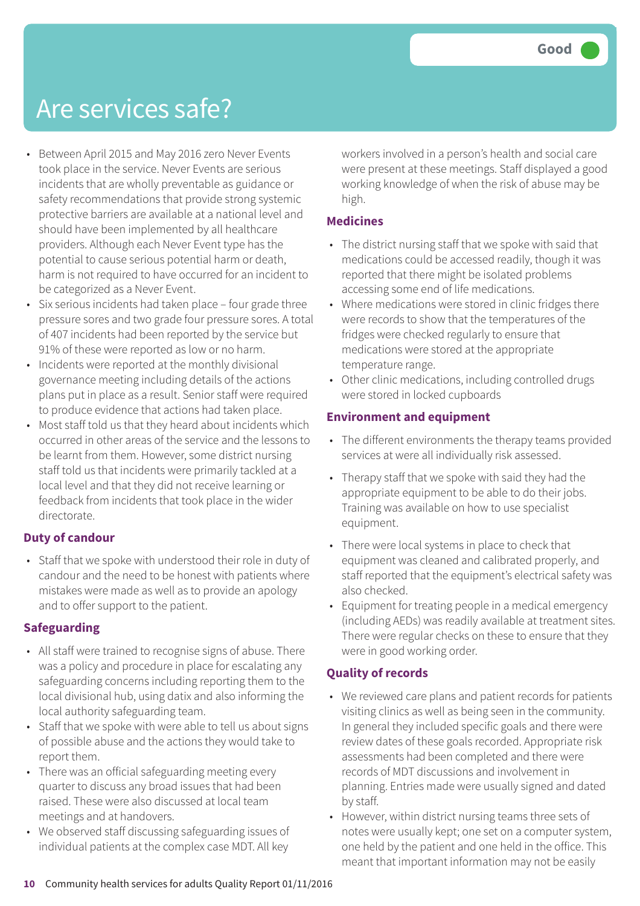Good

# Are services safe?

- Between April 2015 and May 2016 zero Never Events took place in the service. Never Events are serious incidents that are wholly preventable as guidance or safety recommendations that provide strong systemic protective barriers are available at a national level and should have been implemented by all healthcare providers. Although each Never Event type has the potential to cause serious potential harm or death, harm is not required to have occurred for an incident to be categorized as a Never Event.
- Six serious incidents had taken place – four grade three pressure sores and two grade four pressure sores. A total of 407 incidents had been reported by the service but 91% of these were reported as low or no harm.
- Incidents were reported at the monthly divisional governance meeting including details of the actions plans put in place as a result. Senior staff were required to produce evidence that actions had taken place.
- Most staff told us that they heard about incidents which occurred in other areas of the service and the lessons to be learnt from them. However, some district nursing staff told us that incidents were primarily tackled at a local level and that they did not receive learning or feedback from incidents that took place in the wider directorate.

### Duty of candour

- Staff that we spoke with understood their role in duty of candour and the need to be honest with patients where mistakes were made as well as to provide an apology and to offer support to the patient.

### Safeguarding

- All staff were trained to recognise signs of abuse. There was a policy and procedure in place for escalating any safeguarding concerns including reporting them to the local divisional hub, using datix and also informing the local authority safeguarding team.
- Staff that we spoke with were able to tell us about signs of possible abuse and the actions they would take to report them.
- There was an official safeguarding meeting every quarter to discuss any broad issues that had been raised. These were also discussed at local team meetings and at handovers.
- We observed staff discussing safeguarding issues of individual patients at the complex case MDT. All key workers involved in a person's health and social care were present at these meetings. Staff displayed a good working knowledge of when the risk of abuse may be high.

### Medicines

- The district nursing staff that we spoke with said that medications could be accessed readily, though it was reported that there might be isolated problems accessing some end of life medications.
- Where medications were stored in clinic fridges there were records to show that the temperatures of the fridges were checked regularly to ensure that medications were stored at the appropriate temperature range.
- Other clinic medications, including controlled drugs were stored in locked cupboards

### Environment and equipment

- The different environments the therapy teams provided services at were all individually risk assessed.
- Therapy staff that we spoke with said they had the appropriate equipment to be able to do their jobs. Training was available on how to use specialist equipment.
- There were local systems in place to check that equipment was cleaned and calibrated properly, and staff reported that the equipment's electrical safety was also checked.
- Equipment for treating people in a medical emergency (including AEDs) was readily available at treatment sites. There were regular checks on these to ensure that they were in good working order.

### Quality of records

- We reviewed care plans and patient records for patients visiting clinics as well as being seen in the community. In general they included specific goals and there were review dates of these goals recorded. Appropriate risk assessments had been completed and there were records of MDT discussions and involvement in planning. Entries made were usually signed and dated by staff.
- However, within district nursing teams three sets of notes were usually kept; one set on a computer system, one held by the patient and one held in the office. This meant that important information may not be easily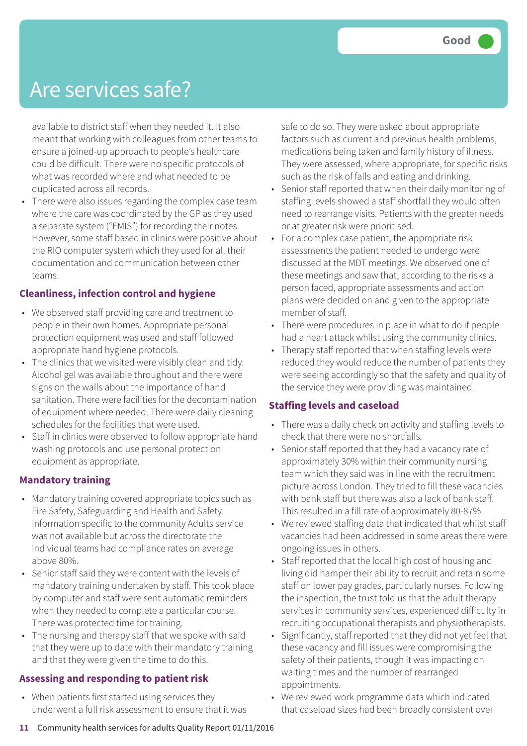# Are services safe?

Good

available to district staff when they needed it. It also meant that working with colleagues from other teams to ensure a joined-up approach to people's healthcare could be difficult. There were no specific protocols of what was recorded where and what needed to be duplicated across all records.

- There were also issues regarding the complex case team where the care was coordinated by the GP as they used a separate system ("EMIS") for recording their notes. However, some staff based in clinics were positive about the RIO computer system which they used for all their documentation and communication between other teams.

### Cleanliness, infection control and hygiene

- We observed staff providing care and treatment to people in their own homes. Appropriate personal protection equipment was used and staff followed appropriate hand hygiene protocols.
- The clinics that we visited were visibly clean and tidy. Alcohol gel was available throughout and there were signs on the walls about the importance of hand sanitation. There were facilities for the decontamination of equipment where needed. There were daily cleaning schedules for the facilities that were used.
- Staff in clinics were observed to follow appropriate hand washing protocols and use personal protection equipment as appropriate.

### Mandatory training

- Mandatory training covered appropriate topics such as Fire Safety, Safeguarding and Health and Safety. Information specific to the community Adults service was not available but across the directorate the individual teams had compliance rates on average above 80%.
- Senior staff said they were content with the levels of mandatory training undertaken by staff. This took place by computer and staff were sent automatic reminders when they needed to complete a particular course. There was protected time for training.
- The nursing and therapy staff that we spoke with said that they were up to date with their mandatory training and that they were given the time to do this.

### Assessing and responding to patient risk

- When patients first started using services they underwent a full risk assessment to ensure that it was safe to do so. They were asked about appropriate factors such as current and previous health problems, medications being taken and family history of illness. They were assessed, where appropriate, for specific risks such as the risk of falls and eating and drinking.
- Senior staff reported that when their daily monitoring of staffing levels showed a staff shortfall they would often need to rearrange visits. Patients with the greater needs or at greater risk were prioritised.
- For a complex case patient, the appropriate risk assessments the patient needed to undergo were discussed at the MDT meetings. We observed one of these meetings and saw that, according to the risks a person faced, appropriate assessments and action plans were decided on and given to the appropriate member of staff.
- There were procedures in place in what to do if people had a heart attack whilst using the community clinics.
- Therapy staff reported that when staffing levels were reduced they would reduce the number of patients they were seeing accordingly so that the safety and quality of the service they were providing was maintained.

### Staffing levels and caseload

- There was a daily check on activity and staffing levels to check that there were no shortfalls.
- Senior staff reported that they had a vacancy rate of approximately 30% within their community nursing team which they said was in line with the recruitment picture across London. They tried to fill these vacancies with bank staff but there was also a lack of bank staff. This resulted in a fill rate of approximately 80-87%.
- We reviewed staffing data that indicated that whilst staff vacancies had been addressed in some areas there were ongoing issues in others.
- Staff reported that the local high cost of housing and living did hamper their ability to recruit and retain some staff on lower pay grades, particularly nurses. Following the inspection, the trust told us that the adult therapy services in community services, experienced difficulty in recruiting occupational therapists and physiotherapists.
- Significantly, staff reported that they did not yet feel that these vacancy and fill issues were compromising the safety of their patients, though it was impacting on waiting times and the number of rearranged appointments.
- We reviewed work programme data which indicated that caseload sizes had been broadly consistent over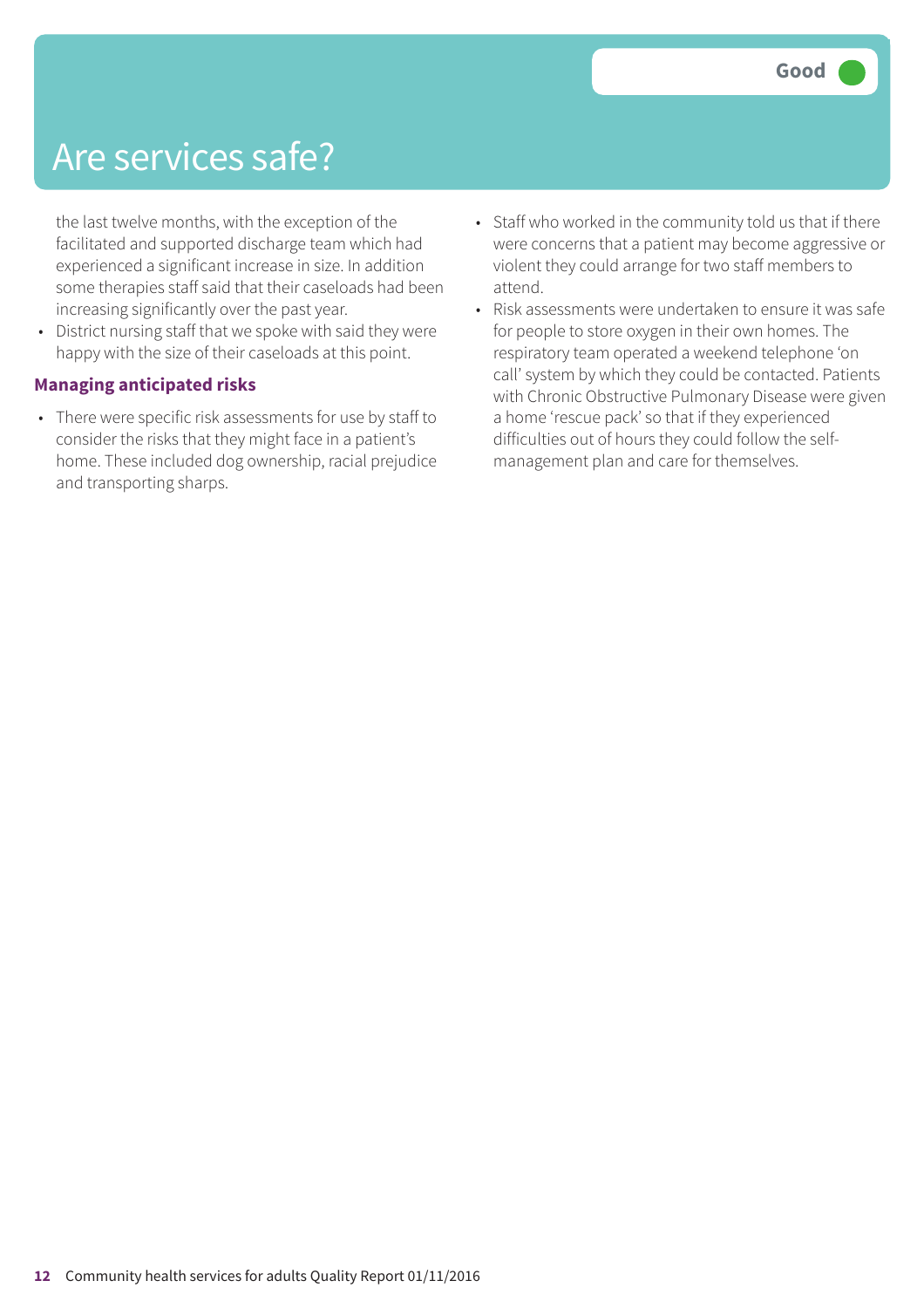# Are services safe?

Good

the last twelve months, with the exception of the facilitated and supported discharge team which had experienced a significant increase in size. In addition some therapies staff said that their caseloads had been increasing significantly over the past year.

- District nursing staff that we spoke with said they were happy with the size of their caseloads at this point.

**Managing anticipated risks**

- There were specific risk assessments for use by staff to consider the risks that they might face in a patient's home. These included dog ownership, racial prejudice and transporting sharps.
- Staff who worked in the community told us that if there were concerns that a patient may become aggressive or violent they could arrange for two staff members to attend.
- Risk assessments were undertaken to ensure it was safe for people to store oxygen in their own homes. The respiratory team operated a weekend telephone 'on call' system by which they could be contacted. Patients with Chronic Obstructive Pulmonary Disease were given a home 'rescue pack' so that if they experienced difficulties out of hours they could follow the self-management plan and care for themselves.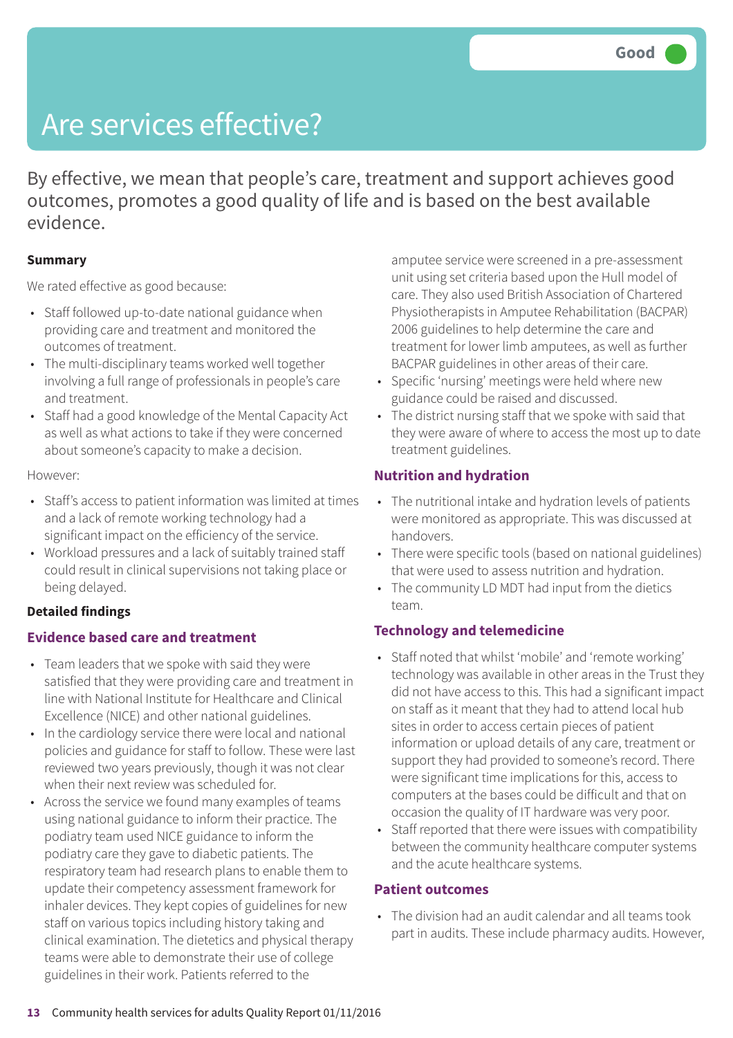Good

# Are services effective?

By effective, we mean that people's care, treatment and support achieves good outcomes, promotes a good quality of life and is based on the best available evidence.

**Summary**

We rated effective as good because:

- Staff followed up-to-date national guidance when providing care and treatment and monitored the outcomes of treatment.
- The multi-disciplinary teams worked well together involving a full range of professionals in people's care and treatment.
- Staff had a good knowledge of the Mental Capacity Act as well as what actions to take if they were concerned about someone's capacity to make a decision.

However:

- Staff's access to patient information was limited at times and a lack of remote working technology had a significant impact on the efficiency of the service.
- Workload pressures and a lack of suitably trained staff could result in clinical supervisions not taking place or being delayed.

**Detailed findings**

### Evidence based care and treatment

- Team leaders that we spoke with said they were satisfied that they were providing care and treatment in line with National Institute for Healthcare and Clinical Excellence (NICE) and other national guidelines.
- In the cardiology service there were local and national policies and guidance for staff to follow. These were last reviewed two years previously, though it was not clear when their next review was scheduled for.
- Across the service we found many examples of teams using national guidance to inform their practice. The podiatry team used NICE guidance to inform the podiatry care they gave to diabetic patients. The respiratory team had research plans to enable them to update their competency assessment framework for inhaler devices. They kept copies of guidelines for new staff on various topics including history taking and clinical examination. The dietetics and physical therapy teams were able to demonstrate their use of college guidelines in their work. Patients referred to the amputee service were screened in a pre-assessment unit using set criteria based upon the Hull model of care. They also used British Association of Chartered Physiotherapists in Amputee Rehabilitation (BACPAR) 2006 guidelines to help determine the care and treatment for lower limb amputees, as well as further BACPAR guidelines in other areas of their care.
- Specific 'nursing' meetings were held where new guidance could be raised and discussed.
- The district nursing staff that we spoke with said that they were aware of where to access the most up to date treatment guidelines.

### Nutrition and hydration

- The nutritional intake and hydration levels of patients were monitored as appropriate. This was discussed at handovers.
- There were specific tools (based on national guidelines) that were used to assess nutrition and hydration.
- The community LD MDT had input from the dietics team.

### Technology and telemedicine

- Staff noted that whilst 'mobile' and 'remote working' technology was available in other areas in the Trust they did not have access to this. This had a significant impact on staff as it meant that they had to attend local hub sites in order to access certain pieces of patient information or upload details of any care, treatment or support they had provided to someone's record. There were significant time implications for this, access to computers at the bases could be difficult and that on occasion the quality of IT hardware was very poor.
- Staff reported that there were issues with compatibility between the community healthcare computer systems and the acute healthcare systems.

### Patient outcomes

- The division had an audit calendar and all teams took part in audits. These include pharmacy audits. However,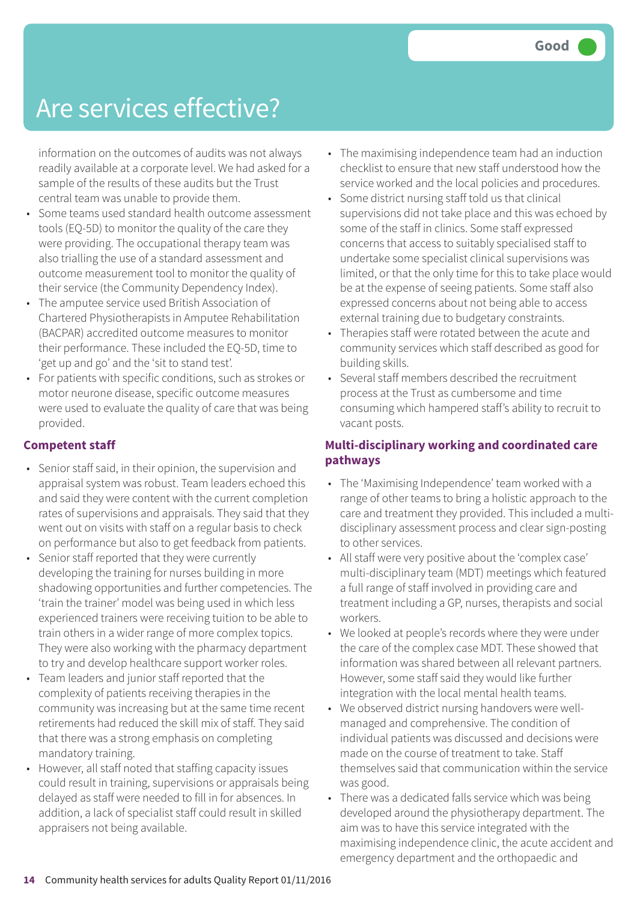# Are services effective?

Good

information on the outcomes of audits was not always readily available at a corporate level. We had asked for a sample of the results of these audits but the Trust central team was unable to provide them.

- Some teams used standard health outcome assessment tools (EQ-5D) to monitor the quality of the care they were providing. The occupational therapy team was also trialling the use of a standard assessment and outcome measurement tool to monitor the quality of their service (the Community Dependency Index).
- The amputee service used British Association of Chartered Physiotherapists in Amputee Rehabilitation (BACPAR) accredited outcome measures to monitor their performance. These included the EQ-5D, time to 'get up and go' and the 'sit to stand test'.
- For patients with specific conditions, such as strokes or motor neurone disease, specific outcome measures were used to evaluate the quality of care that was being provided.

### Competent staff

- Senior staff said, in their opinion, the supervision and appraisal system was robust. Team leaders echoed this and said they were content with the current completion rates of supervisions and appraisals. They said that they went out on visits with staff on a regular basis to check on performance but also to get feedback from patients.
- Senior staff reported that they were currently developing the training for nurses building in more shadowing opportunities and further competencies. The 'train the trainer' model was being used in which less experienced trainers were receiving tuition to be able to train others in a wider range of more complex topics. They were also working with the pharmacy department to try and develop healthcare support worker roles.
- Team leaders and junior staff reported that the complexity of patients receiving therapies in the community was increasing but at the same time recent retirements had reduced the skill mix of staff. They said that there was a strong emphasis on completing mandatory training.
- However, all staff noted that staffing capacity issues could result in training, supervisions or appraisals being delayed as staff were needed to fill in for absences. In addition, a lack of specialist staff could result in skilled appraisers not being available.
- The maximising independence team had an induction checklist to ensure that new staff understood how the service worked and the local policies and procedures.
- Some district nursing staff told us that clinical supervisions did not take place and this was echoed by some of the staff in clinics. Some staff expressed concerns that access to suitably specialised staff to undertake some specialist clinical supervisions was limited, or that the only time for this to take place would be at the expense of seeing patients. Some staff also expressed concerns about not being able to access external training due to budgetary constraints.
- Therapies staff were rotated between the acute and community services which staff described as good for building skills.
- Several staff members described the recruitment process at the Trust as cumbersome and time consuming which hampered staff's ability to recruit to vacant posts.

### Multi-disciplinary working and coordinated care pathways

- The 'Maximising Independence' team worked with a range of other teams to bring a holistic approach to the care and treatment they provided. This included a multi-disciplinary assessment process and clear sign-posting to other services.
- All staff were very positive about the 'complex case' multi-disciplinary team (MDT) meetings which featured a full range of staff involved in providing care and treatment including a GP, nurses, therapists and social workers.
- We looked at people's records where they were under the care of the complex case MDT. These showed that information was shared between all relevant partners. However, some staff said they would like further integration with the local mental health teams.
- We observed district nursing handovers were well-managed and comprehensive. The condition of individual patients was discussed and decisions were made on the course of treatment to take. Staff themselves said that communication within the service was good.
- There was a dedicated falls service which was being developed around the physiotherapy department. The aim was to have this service integrated with the maximising independence clinic, the acute accident and emergency department and the orthopaedic and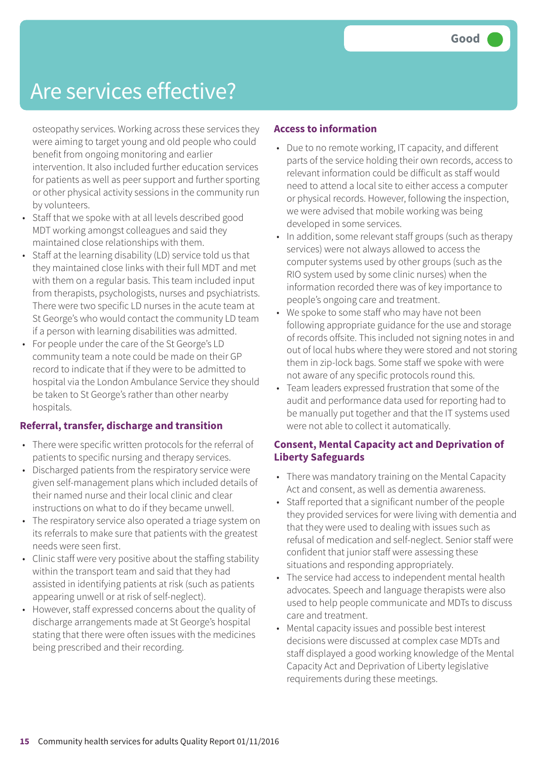# Are services effective?

Good

osteopathy services. Working across these services they were aiming to target young and old people who could benefit from ongoing monitoring and earlier intervention. It also included further education services for patients as well as peer support and further sporting or other physical activity sessions in the community run by volunteers.

- Staff that we spoke with at all levels described good MDT working amongst colleagues and said they maintained close relationships with them.
- Staff at the learning disability (LD) service told us that they maintained close links with their full MDT and met with them on a regular basis. This team included input from therapists, psychologists, nurses and psychiatrists. There were two specific LD nurses in the acute team at St George's who would contact the community LD team if a person with learning disabilities was admitted.
- For people under the care of the St George's LD community team a note could be made on their GP record to indicate that if they were to be admitted to hospital via the London Ambulance Service they should be taken to St George's rather than other nearby hospitals.

## Referral, transfer, discharge and transition

- There were specific written protocols for the referral of patients to specific nursing and therapy services.
- Discharged patients from the respiratory service were given self-management plans which included details of their named nurse and their local clinic and clear instructions on what to do if they became unwell.
- The respiratory service also operated a triage system on its referrals to make sure that patients with the greatest needs were seen first.
- Clinic staff were very positive about the staffing stability within the transport team and said that they had assisted in identifying patients at risk (such as patients appearing unwell or at risk of self-neglect).
- However, staff expressed concerns about the quality of discharge arrangements made at St George's hospital stating that there were often issues with the medicines being prescribed and their recording.

## Access to information

- Due to no remote working, IT capacity, and different parts of the service holding their own records, access to relevant information could be difficult as staff would need to attend a local site to either access a computer or physical records. However, following the inspection, we were advised that mobile working was being developed in some services.
- In addition, some relevant staff groups (such as therapy services) were not always allowed to access the computer systems used by other groups (such as the RIO system used by some clinic nurses) when the information recorded there was of key importance to people's ongoing care and treatment.
- We spoke to some staff who may have not been following appropriate guidance for the use and storage of records offsite. This included not signing notes in and out of local hubs where they were stored and not storing them in zip-lock bags. Some staff we spoke with were not aware of any specific protocols round this.
- Team leaders expressed frustration that some of the audit and performance data used for reporting had to be manually put together and that the IT systems used were not able to collect it automatically.

## Consent, Mental Capacity act and Deprivation of Liberty Safeguards

- There was mandatory training on the Mental Capacity Act and consent, as well as dementia awareness.
- Staff reported that a significant number of the people they provided services for were living with dementia and that they were used to dealing with issues such as refusal of medication and self-neglect. Senior staff were confident that junior staff were assessing these situations and responding appropriately.
- The service had access to independent mental health advocates. Speech and language therapists were also used to help people communicate and MDTs to discuss care and treatment.
- Mental capacity issues and possible best interest decisions were discussed at complex case MDTs and staff displayed a good working knowledge of the Mental Capacity Act and Deprivation of Liberty legislative requirements during these meetings.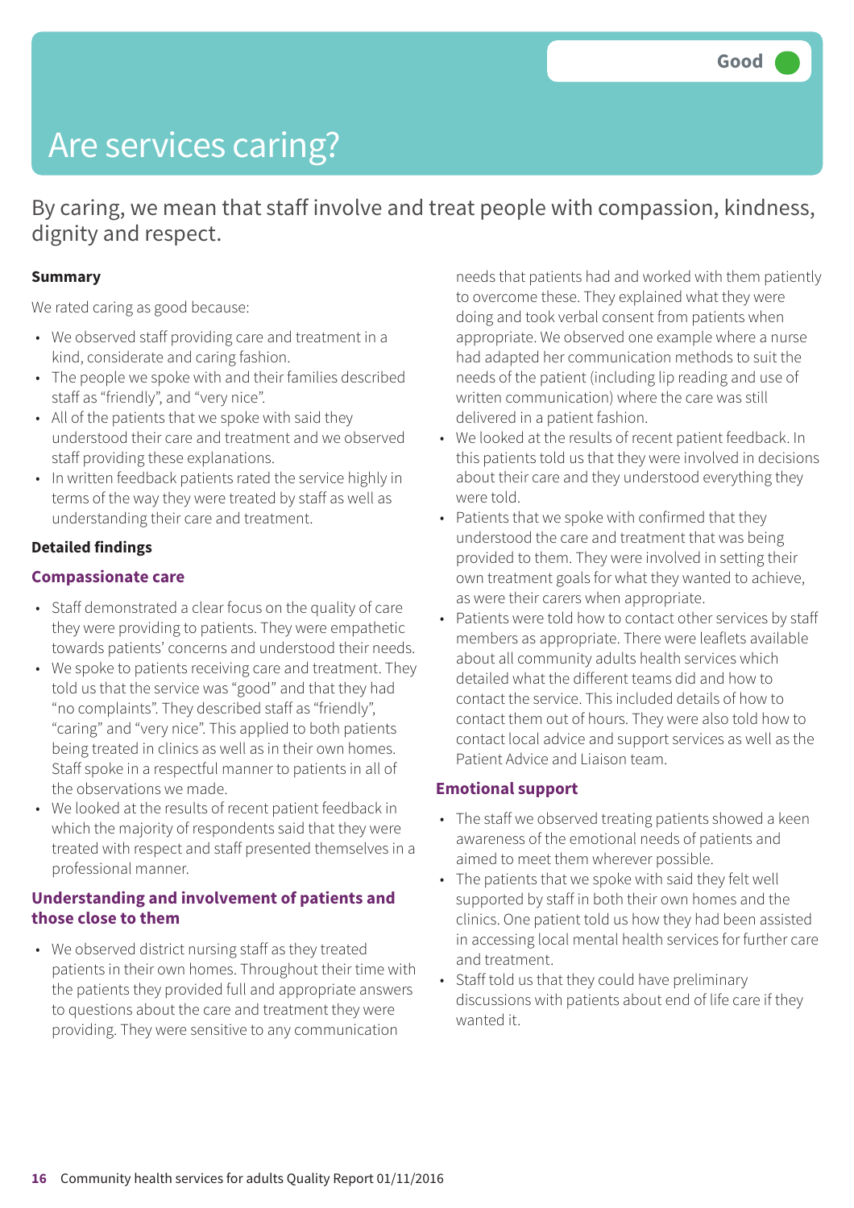Good

# Are services caring?

By caring, we mean that staff involve and treat people with compassion, kindness, dignity and respect.

**Summary**

We rated caring as good because:

- We observed staff providing care and treatment in a kind, considerate and caring fashion.
- The people we spoke with and their families described staff as "friendly", and "very nice".
- All of the patients that we spoke with said they understood their care and treatment and we observed staff providing these explanations.
- In written feedback patients rated the service highly in terms of the way they were treated by staff as well as understanding their care and treatment.

**Detailed findings**

### Compassionate care

- Staff demonstrated a clear focus on the quality of care they were providing to patients. They were empathetic towards patients' concerns and understood their needs.
- We spoke to patients receiving care and treatment. They told us that the service was "good" and that they had "no complaints". They described staff as "friendly", "caring" and "very nice". This applied to both patients being treated in clinics as well as in their own homes. Staff spoke in a respectful manner to patients in all of the observations we made.
- We looked at the results of recent patient feedback in which the majority of respondents said that they were treated with respect and staff presented themselves in a professional manner.

### Understanding and involvement of patients and those close to them

- We observed district nursing staff as they treated patients in their own homes. Throughout their time with the patients they provided full and appropriate answers to questions about the care and treatment they were providing. They were sensitive to any communication needs that patients had and worked with them patiently to overcome these. They explained what they were doing and took verbal consent from patients when appropriate. We observed one example where a nurse had adapted her communication methods to suit the needs of the patient (including lip reading and use of written communication) where the care was still delivered in a patient fashion.
- We looked at the results of recent patient feedback. In this patients told us that they were involved in decisions about their care and they understood everything they were told.
- Patients that we spoke with confirmed that they understood the care and treatment that was being provided to them. They were involved in setting their own treatment goals for what they wanted to achieve, as were their carers when appropriate.
- Patients were told how to contact other services by staff members as appropriate. There were leaflets available about all community adults health services which detailed what the different teams did and how to contact the service. This included details of how to contact them out of hours. They were also told how to contact local advice and support services as well as the Patient Advice and Liaison team.

### Emotional support

- The staff we observed treating patients showed a keen awareness of the emotional needs of patients and aimed to meet them wherever possible.
- The patients that we spoke with said they felt well supported by staff in both their own homes and the clinics. One patient told us how they had been assisted in accessing local mental health services for further care and treatment.
- Staff told us that they could have preliminary discussions with patients about end of life care if they wanted it.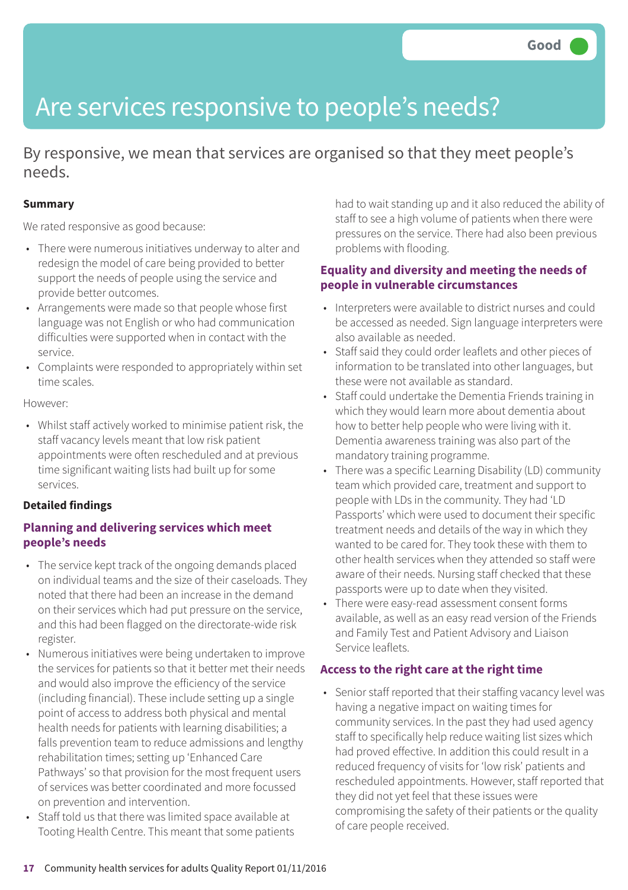Good

# Are services responsive to people's needs?

By responsive, we mean that services are organised so that they meet people's needs.

**Summary**

We rated responsive as good because:

- There were numerous initiatives underway to alter and redesign the model of care being provided to better support the needs of people using the service and provide better outcomes.
- Arrangements were made so that people whose first language was not English or who had communication difficulties were supported when in contact with the service.
- Complaints were responded to appropriately within set time scales.

However:

- Whilst staff actively worked to minimise patient risk, the staff vacancy levels meant that low risk patient appointments were often rescheduled and at previous time significant waiting lists had built up for some services.

**Detailed findings**

### Planning and delivering services which meet people's needs

- The service kept track of the ongoing demands placed on individual teams and the size of their caseloads. They noted that there had been an increase in the demand on their services which had put pressure on the service, and this had been flagged on the directorate-wide risk register.
- Numerous initiatives were being undertaken to improve the services for patients so that it better met their needs and would also improve the efficiency of the service (including financial). These include setting up a single point of access to address both physical and mental health needs for patients with learning disabilities; a falls prevention team to reduce admissions and lengthy rehabilitation times; setting up 'Enhanced Care Pathways' so that provision for the most frequent users of services was better coordinated and more focussed on prevention and intervention.
- Staff told us that there was limited space available at Tooting Health Centre. This meant that some patients had to wait standing up and it also reduced the ability of staff to see a high volume of patients when there were pressures on the service. There had also been previous problems with flooding.

### Equality and diversity and meeting the needs of people in vulnerable circumstances

- Interpreters were available to district nurses and could be accessed as needed. Sign language interpreters were also available as needed.
- Staff said they could order leaflets and other pieces of information to be translated into other languages, but these were not available as standard.
- Staff could undertake the Dementia Friends training in which they would learn more about dementia about how to better help people who were living with it. Dementia awareness training was also part of the mandatory training programme.
- There was a specific Learning Disability (LD) community team which provided care, treatment and support to people with LDs in the community. They had 'LD Passports' which were used to document their specific treatment needs and details of the way in which they wanted to be cared for. They took these with them to other health services when they attended so staff were aware of their needs. Nursing staff checked that these passports were up to date when they visited.
- There were easy-read assessment consent forms available, as well as an easy read version of the Friends and Family Test and Patient Advisory and Liaison Service leaflets.

### Access to the right care at the right time

- Senior staff reported that their staffing vacancy level was having a negative impact on waiting times for community services. In the past they had used agency staff to specifically help reduce waiting list sizes which had proved effective. In addition this could result in a reduced frequency of visits for 'low risk' patients and rescheduled appointments. However, staff reported that they did not yet feel that these issues were compromising the safety of their patients or the quality of care people received.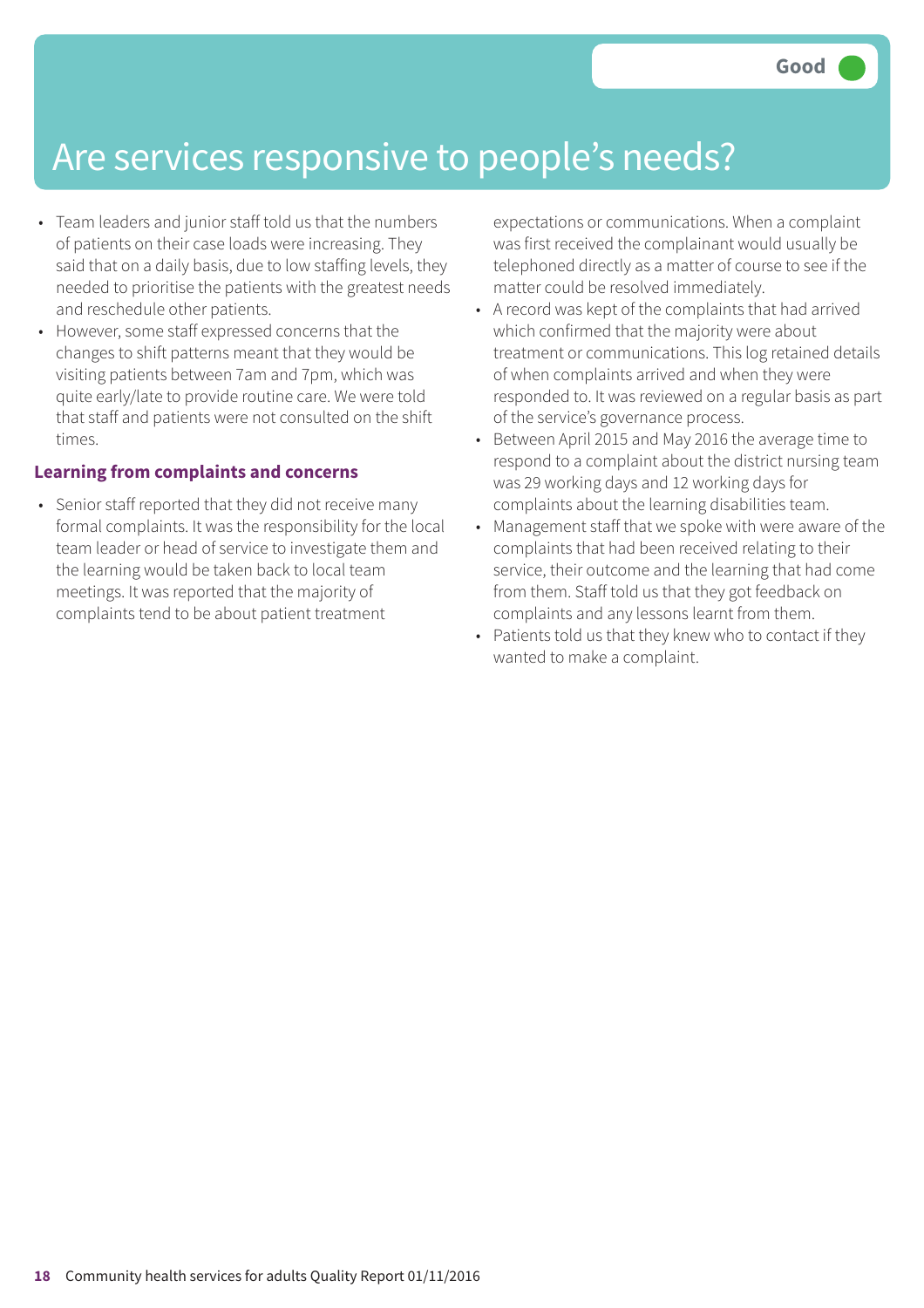Good

# Are services responsive to people's needs?

- Team leaders and junior staff told us that the numbers of patients on their case loads were increasing. They said that on a daily basis, due to low staffing levels, they needed to prioritise the patients with the greatest needs and reschedule other patients.
- However, some staff expressed concerns that the changes to shift patterns meant that they would be visiting patients between 7am and 7pm, which was quite early/late to provide routine care. We were told that staff and patients were not consulted on the shift times.

### Learning from complaints and concerns

- Senior staff reported that they did not receive many formal complaints. It was the responsibility for the local team leader or head of service to investigate them and the learning would be taken back to local team meetings. It was reported that the majority of complaints tend to be about patient treatment expectations or communications. When a complaint was first received the complainant would usually be telephoned directly as a matter of course to see if the matter could be resolved immediately.
- A record was kept of the complaints that had arrived which confirmed that the majority were about treatment or communications. This log retained details of when complaints arrived and when they were responded to. It was reviewed on a regular basis as part of the service's governance process.
- Between April 2015 and May 2016 the average time to respond to a complaint about the district nursing team was 29 working days and 12 working days for complaints about the learning disabilities team.
- Management staff that we spoke with were aware of the complaints that had been received relating to their service, their outcome and the learning that had come from them. Staff told us that they got feedback on complaints and any lessons learnt from them.
- Patients told us that they knew who to contact if they wanted to make a complaint.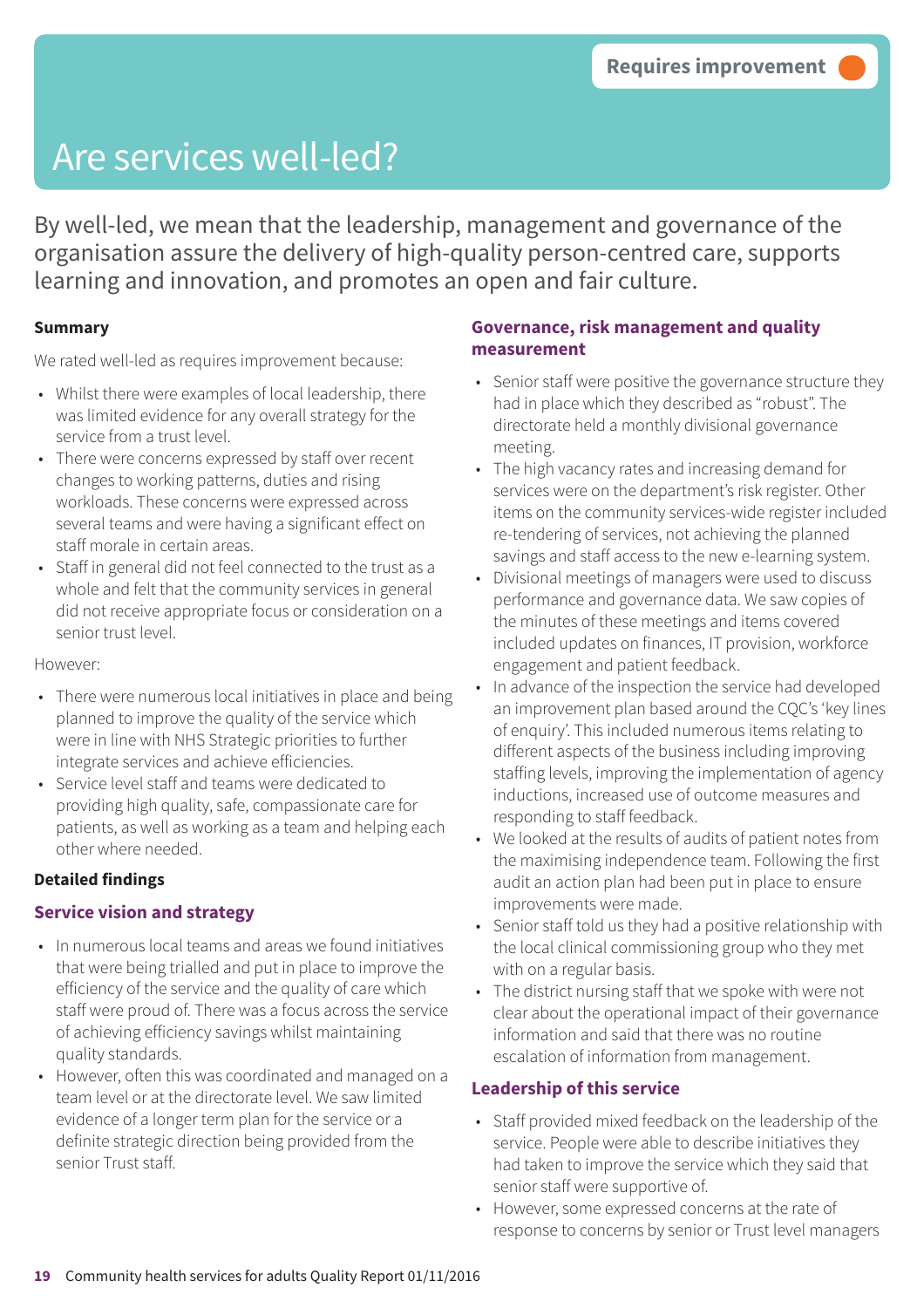Requires improvement

# Are services well-led?

By well-led, we mean that the leadership, management and governance of the organisation assure the delivery of high-quality person-centred care, supports learning and innovation, and promotes an open and fair culture.

**Summary**

We rated well-led as requires improvement because:

- Whilst there were examples of local leadership, there was limited evidence for any overall strategy for the service from a trust level.
- There were concerns expressed by staff over recent changes to working patterns, duties and rising workloads. These concerns were expressed across several teams and were having a significant effect on staff morale in certain areas.
- Staff in general did not feel connected to the trust as a whole and felt that the community services in general did not receive appropriate focus or consideration on a senior trust level.

However:

- There were numerous local initiatives in place and being planned to improve the quality of the service which were in line with NHS Strategic priorities to further integrate services and achieve efficiencies.
- Service level staff and teams were dedicated to providing high quality, safe, compassionate care for patients, as well as working as a team and helping each other where needed.

**Detailed findings**

### Service vision and strategy

- In numerous local teams and areas we found initiatives that were being trialled and put in place to improve the efficiency of the service and the quality of care which staff were proud of. There was a focus across the service of achieving efficiency savings whilst maintaining quality standards.
- However, often this was coordinated and managed on a team level or at the directorate level. We saw limited evidence of a longer term plan for the service or a definite strategic direction being provided from the senior Trust staff.

### Governance, risk management and quality measurement

- Senior staff were positive the governance structure they had in place which they described as “robust”. The directorate held a monthly divisional governance meeting.
- The high vacancy rates and increasing demand for services were on the department’s risk register. Other items on the community services-wide register included re-tendering of services, not achieving the planned savings and staff access to the new e-learning system.
- Divisional meetings of managers were used to discuss performance and governance data. We saw copies of the minutes of these meetings and items covered included updates on finances, IT provision, workforce engagement and patient feedback.
- In advance of the inspection the service had developed an improvement plan based around the CQC’s ‘key lines of enquiry’. This included numerous items relating to different aspects of the business including improving staffing levels, improving the implementation of agency inductions, increased use of outcome measures and responding to staff feedback.
- We looked at the results of audits of patient notes from the maximising independence team. Following the first audit an action plan had been put in place to ensure improvements were made.
- Senior staff told us they had a positive relationship with the local clinical commissioning group who they met with on a regular basis.
- The district nursing staff that we spoke with were not clear about the operational impact of their governance information and said that there was no routine escalation of information from management.

### Leadership of this service

- Staff provided mixed feedback on the leadership of the service. People were able to describe initiatives they had taken to improve the service which they said that senior staff were supportive of.
- However, some expressed concerns at the rate of response to concerns by senior or Trust level managers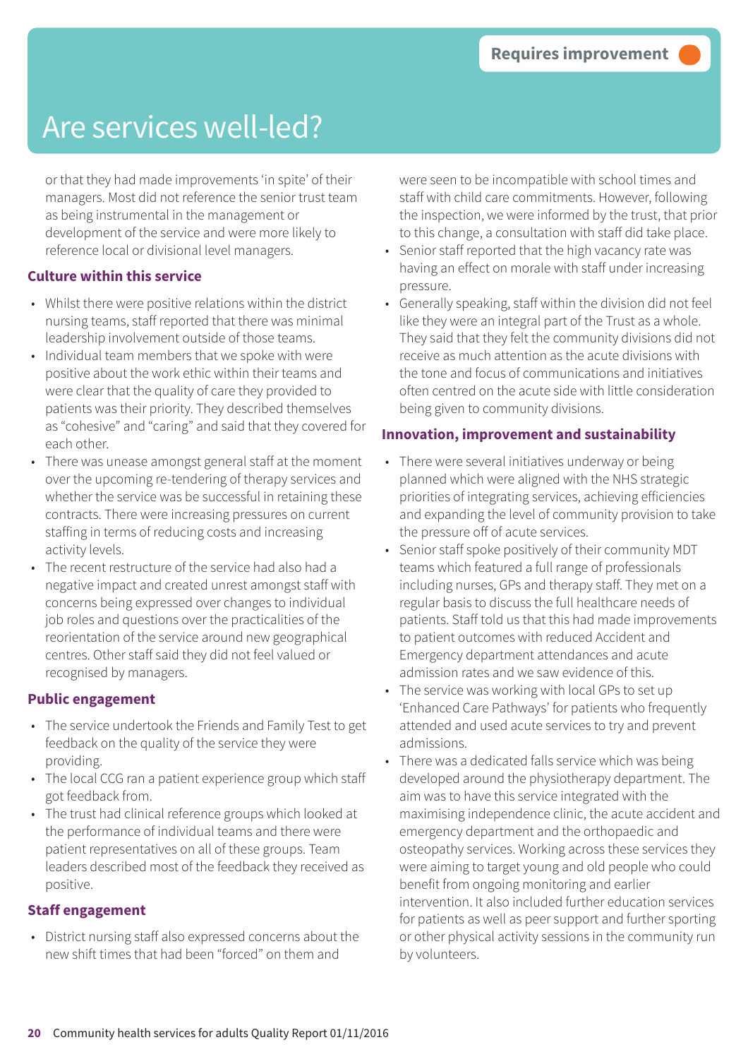Requires improvement

# Are services well-led?

or that they had made improvements 'in spite' of their managers. Most did not reference the senior trust team as being instrumental in the management or development of the service and were more likely to reference local or divisional level managers.

### Culture within this service

- Whilst there were positive relations within the district nursing teams, staff reported that there was minimal leadership involvement outside of those teams.
- Individual team members that we spoke with were positive about the work ethic within their teams and were clear that the quality of care they provided to patients was their priority. They described themselves as "cohesive" and "caring" and said that they covered for each other.
- There was unease amongst general staff at the moment over the upcoming re-tendering of therapy services and whether the service was be successful in retaining these contracts. There were increasing pressures on current staffing in terms of reducing costs and increasing activity levels.
- The recent restructure of the service had also had a negative impact and created unrest amongst staff with concerns being expressed over changes to individual job roles and questions over the practicalities of the reorientation of the service around new geographical centres. Other staff said they did not feel valued or recognised by managers.

### Public engagement

- The service undertook the Friends and Family Test to get feedback on the quality of the service they were providing.
- The local CCG ran a patient experience group which staff got feedback from.
- The trust had clinical reference groups which looked at the performance of individual teams and there were patient representatives on all of these groups. Team leaders described most of the feedback they received as positive.

### Staff engagement

- District nursing staff also expressed concerns about the new shift times that had been "forced" on them and were seen to be incompatible with school times and staff with child care commitments. However, following the inspection, we were informed by the trust, that prior to this change, a consultation with staff did take place.
- Senior staff reported that the high vacancy rate was having an effect on morale with staff under increasing pressure.
- Generally speaking, staff within the division did not feel like they were an integral part of the Trust as a whole. They said that they felt the community divisions did not receive as much attention as the acute divisions with the tone and focus of communications and initiatives often centred on the acute side with little consideration being given to community divisions.

### Innovation, improvement and sustainability

- There were several initiatives underway or being planned which were aligned with the NHS strategic priorities of integrating services, achieving efficiencies and expanding the level of community provision to take the pressure off of acute services.
- Senior staff spoke positively of their community MDT teams which featured a full range of professionals including nurses, GPs and therapy staff. They met on a regular basis to discuss the full healthcare needs of patients. Staff told us that this had made improvements to patient outcomes with reduced Accident and Emergency department attendances and acute admission rates and we saw evidence of this.
- The service was working with local GPs to set up 'Enhanced Care Pathways' for patients who frequently attended and used acute services to try and prevent admissions.
- There was a dedicated falls service which was being developed around the physiotherapy department. The aim was to have this service integrated with the maximising independence clinic, the acute accident and emergency department and the orthopaedic and osteopathy services. Working across these services they were aiming to target young and old people who could benefit from ongoing monitoring and earlier intervention. It also included further education services for patients as well as peer support and further sporting or other physical activity sessions in the community run by volunteers.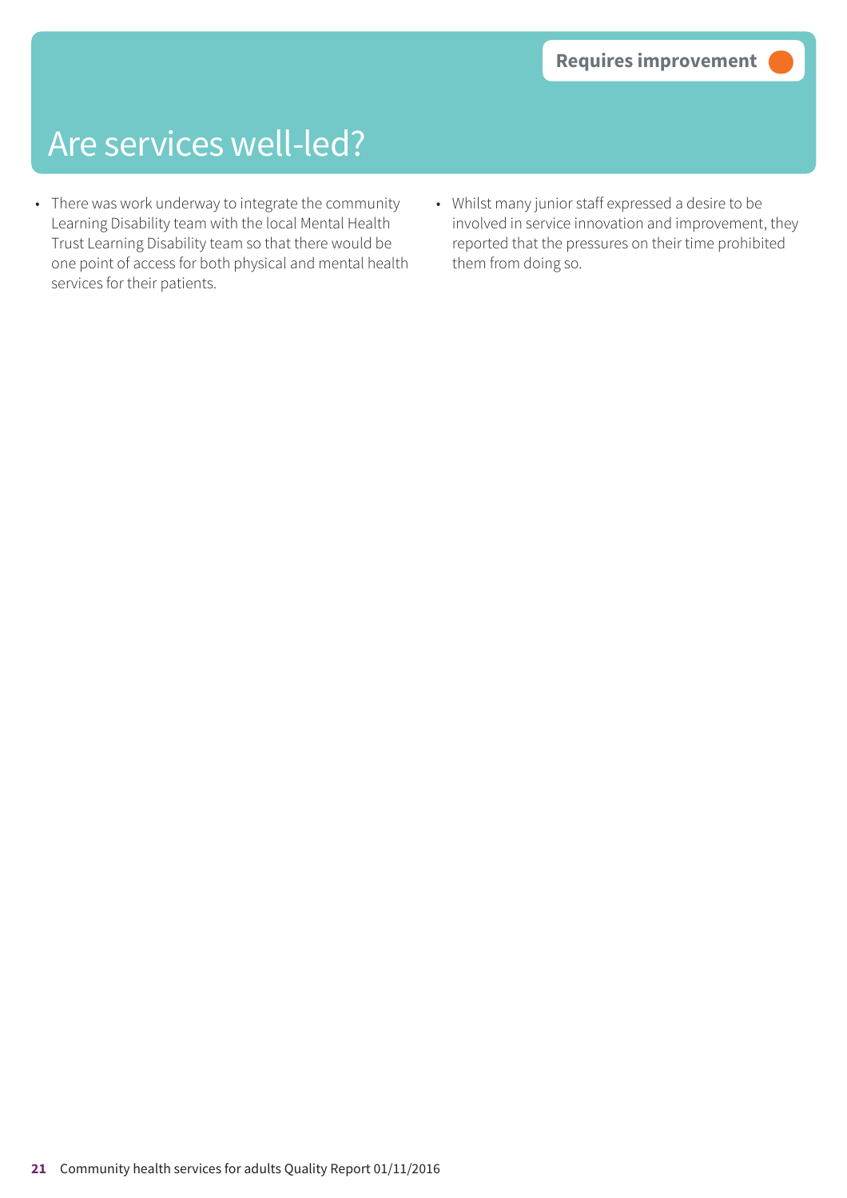Requires improvement

# Are services well-led?

- There was work underway to integrate the community Learning Disability team with the local Mental Health Trust Learning Disability team so that there would be one point of access for both physical and mental health services for their patients.
- Whilst many junior staff expressed a desire to be involved in service innovation and improvement, they reported that the pressures on their time prohibited them from doing so.